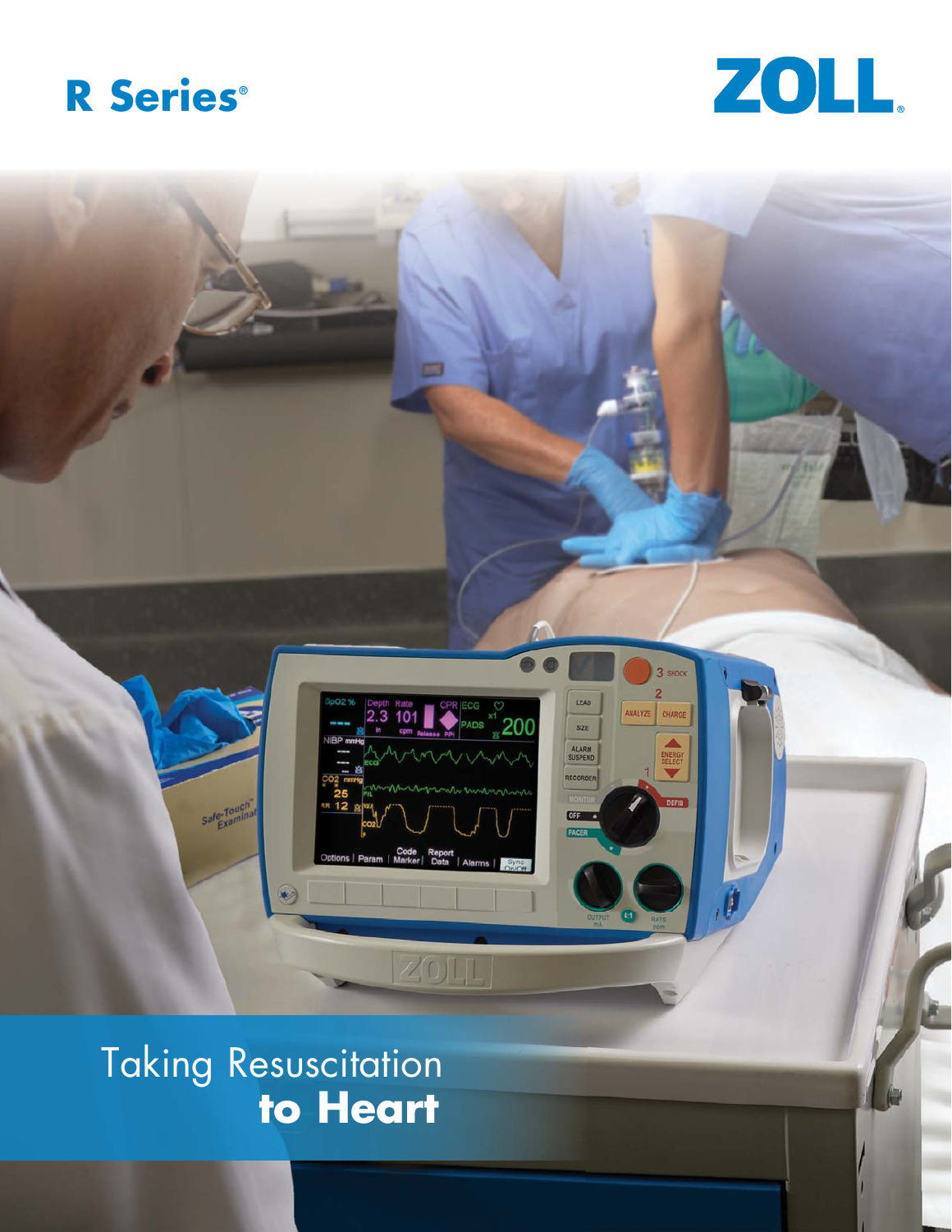# R Series®

ZOLL®

Taking Resuscitation **to Heart**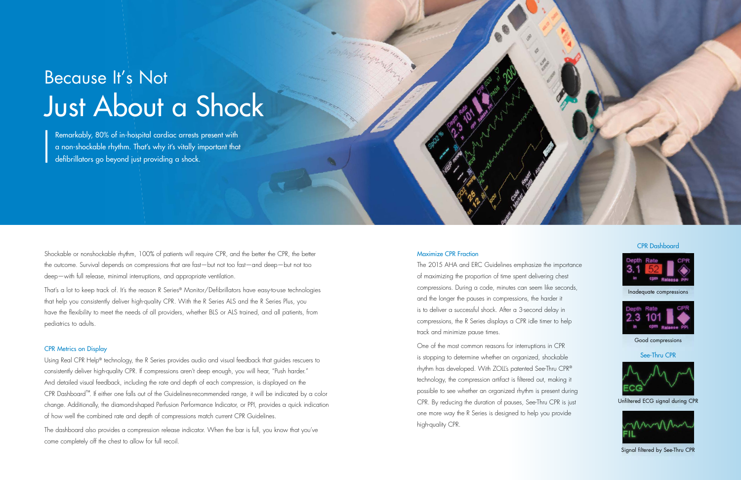# Because It's Not
# Just About a Shock

Remarkably, 80% of in-hospital cardiac arrests present with a non-shockable rhythm. That's why it's vitally important that defibrillators go beyond just providing a shock.

Shockable or nonshockable rhythm, 100% of patients will require CPR, and the better the CPR, the better the outcome. Survival depends on compressions that are fast—but not too fast—and deep—but not too deep—with full release, minimal interruptions, and appropriate ventilation.

That's a lot to keep track of. It's the reason R Series® Monitor/Defibrillators have easy-to-use technologies that help you consistently deliver high-quality CPR. With the R Series ALS and the R Series Plus, you have the flexibility to meet the needs of all providers, whether BLS or ALS trained, and all patients, from pediatrics to adults.

### CPR Metrics on Display

Using Real CPR Help® technology, the R Series provides audio and visual feedback that guides rescuers to consistently deliver high-quality CPR. If compressions aren't deep enough, you will hear, "Push harder." And detailed visual feedback, including the rate and depth of each compression, is displayed on the CPR Dashboard™. If either one falls out of the Guidelines-recommended range, it will be indicated by a color change. Additionally, the diamond-shaped Perfusion Performance Indicator, or PPI, provides a quick indication of how well the combined rate and depth of compressions match current CPR Guidelines.

The dashboard also provides a compression release indicator. When the bar is full, you know that you've come completely off the chest to allow for full recoil.

### Maximize CPR Fraction

The 2015 AHA and ERC Guidelines emphasize the importance of maximizing the proportion of time spent delivering chest compressions. During a code, minutes can seem like seconds, and the longer the pauses in compressions, the harder it is to deliver a successful shock. After a 3-second delay in compressions, the R Series displays a CPR idle timer to help track and minimize pause times.

One of the most common reasons for interruptions in CPR is stopping to determine whether an organized, shockable rhythm has developed. With ZOLL's patented See-Thru CPR® technology, the compression artifact is filtered out, making it possible to see whether an organized rhythm is present during CPR. By reducing the duration of pauses, See-Thru CPR is just one more way the R Series is designed to help you provide high-quality CPR.

### CPR Dashboard

Inadequate compressions

Good compressions

### See-Thru CPR

Unfiltered ECG signal during CPR

Signal filtered by See-Thru CPR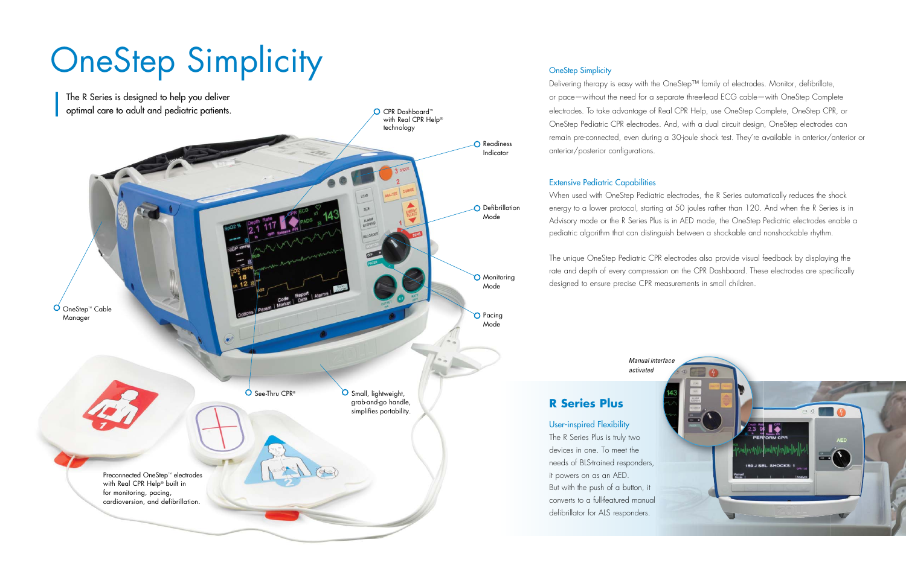# OneStep Simplicity

The R Series is designed to help you deliver optimal care to adult and pediatric patients.

CPR Dashboard™ with Real CPR Help® technology

Readiness Indicator

Defibrillation Mode

Monitoring Mode

Pacing Mode

OneStep™ Cable Manager

See-Thru CPR®

Small, lightweight, grab-and-go handle, simplifies portability.

Preconnected OneStep™ electrodes with Real CPR Help® built in for monitoring, pacing, cardioversion, and defibrillation.

### OneStep Simplicity

Delivering therapy is easy with the OneStep™ family of electrodes. Monitor, defibrillate, or pace—without the need for a separate three-lead ECG cable—with OneStep Complete electrodes. To take advantage of Real CPR Help, use OneStep Complete, OneStep CPR, or OneStep Pediatric CPR electrodes. And, with a dual circuit design, OneStep electrodes can remain pre-connected, even during a 30-joule shock test. They're available in anterior/anterior or anterior/posterior configurations.

### Extensive Pediatric Capabilities

When used with OneStep Pediatric electrodes, the R Series automatically reduces the shock energy to a lower protocol, starting at 50 joules rather than 120. And when the R Series is in Advisory mode or the R Series Plus is in AED mode, the OneStep Pediatric electrodes enable a pediatric algorithm that can distinguish between a shockable and nonshockable rhythm.

The unique OneStep Pediatric CPR electrodes also provide visual feedback by displaying the rate and depth of every compression on the CPR Dashboard. These electrodes are specifically designed to ensure precise CPR measurements in small children.

*Manual interface activated*

## R Series Plus

### User-inspired Flexibility

The R Series Plus is truly two devices in one. To meet the needs of BLS-trained responders, it powers on as an AED. But with the push of a button, it converts to a full-featured manual defibrillator for ALS responders.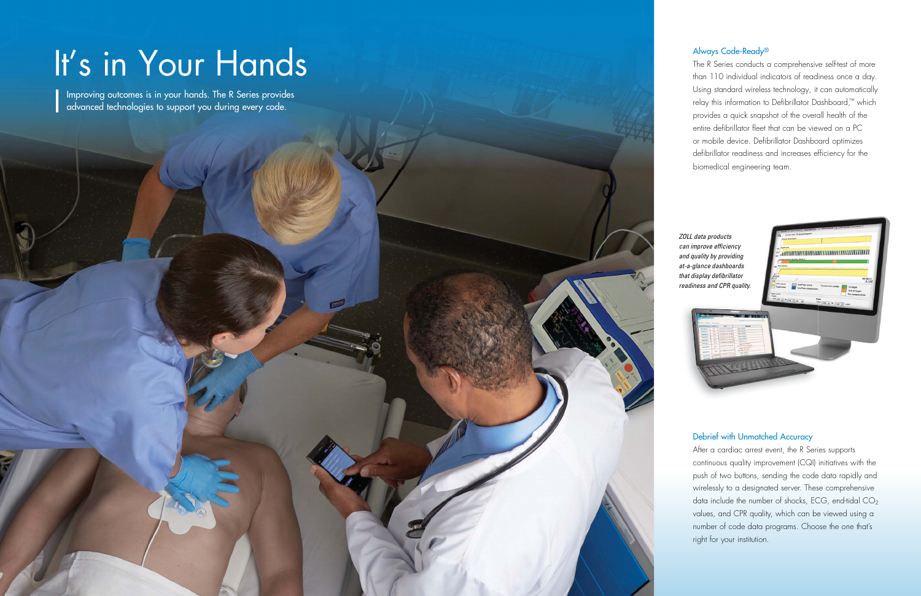# It's in Your Hands

Improving outcomes is in your hands. The R Series provides advanced technologies to support you during every code.

## Always Code-Ready®

The R Series conducts a comprehensive self-test of more than 110 individual indicators of readiness once a day. Using standard wireless technology, it can automatically relay this information to Defibrillator Dashboard,™ which provides a quick snapshot of the overall health of the entire defibrillator fleet that can be viewed on a PC or mobile device. Defibrillator Dashboard optimizes defibrillator readiness and increases efficiency for the biomedical engineering team.

*ZOLL data products can improve efficiency and quality by providing at-a-glance dashboards that display defibrillator readiness and CPR quality.*

## Debrief with Unmatched Accuracy

After a cardiac arrest event, the R Series supports continuous quality improvement (CQI) initiatives with the push of two buttons, sending the code data rapidly and wirelessly to a designated server. These comprehensive data include the number of shocks, ECG, end-tidal $CO_2$ values, and CPR quality, which can be viewed using a number of code data programs. Choose the one that's right for your institution.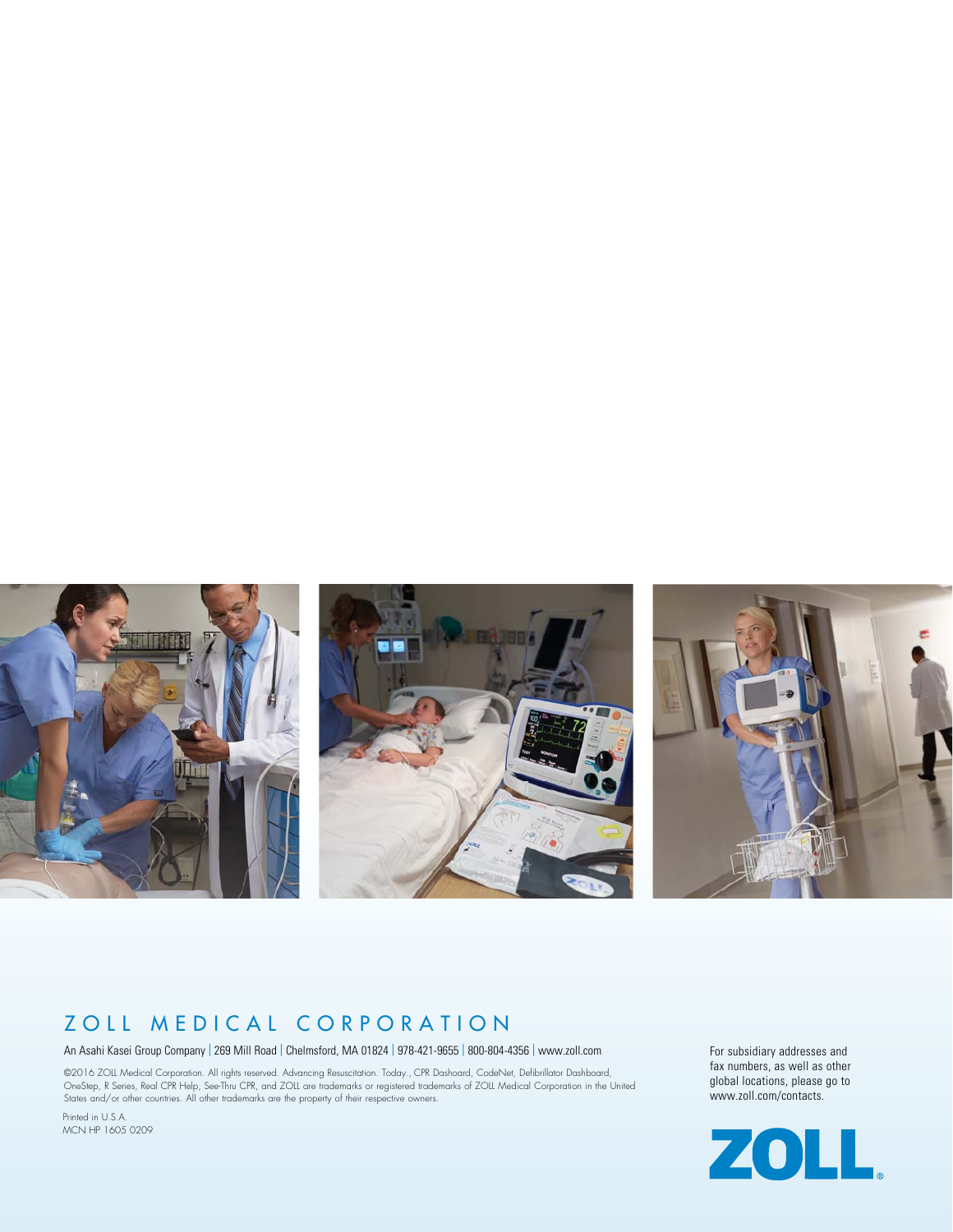## ZOLL MEDICAL CORPORATION

An Asahi Kasei Group Company | 269 Mill Road | Chelmsford, MA 01824 | 978-421-9655 | 800-804-4356 | www.zoll.com

©2016 ZOLL Medical Corporation. All rights reserved. Advancing Resuscitation. Today., CPR Dashoard, CodeNet, Defibrillator Dashboard, OneStep, R Series, Real CPR Help, See-Thru CPR, and ZOLL are trademarks or registered trademarks of ZOLL Medical Corporation in the United States and/or other countries. All other trademarks are the property of their respective owners.

Printed in U.S.A.
MCN HP 1605 0209

For subsidiary addresses and fax numbers, as well as other global locations, please go to www.zoll.com/contacts.

ZOLL®